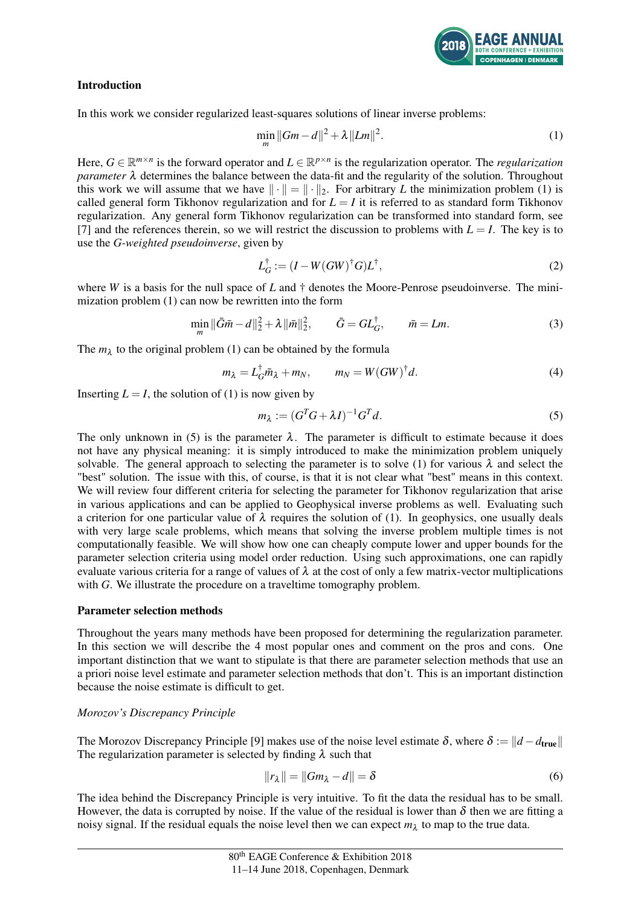## Introduction

In this work we consider regularized least-squares solutions of linear inverse problems:

$$\min_m \|Gm - d\|^2 + \lambda \|Lm\|^2. \tag{1}$$

Here, $G \in \mathbb{R}^{m \times n}$ is the forward operator and $L \in \mathbb{R}^{p \times n}$ is the regularization operator. The *regularization parameter* $\lambda$ determines the balance between the data-fit and the regularity of the solution. Throughout this work we will assume that we have $\|\cdot\| = \|\cdot\|_2$. For arbitrary $L$ the minimization problem (1) is called general form Tikhonov regularization and for $L = I$ it is referred to as standard form Tikhonov regularization. Any general form Tikhonov regularization can be transformed into standard form, see [7] and the references therein, so we will restrict the discussion to problems with $L = I$. The key is to use the *G-weighted pseudoinverse*, given by

$$L_G^\dagger := (I - W(GW)^\dagger G)L^\dagger, \tag{2}$$

where $W$ is a basis for the null space of $L$ and $\dagger$ denotes the Moore-Penrose pseudoinverse. The minimization problem (1) can now be rewritten into the form

$$\min_m \|\bar{G}\bar{m} - d\|_2^2 + \lambda \|\bar{m}\|_2^2, \qquad \bar{G} = GL_G^\dagger, \qquad \bar{m} = Lm. \tag{3}$$

The $m_\lambda$ to the original problem (1) can be obtained by the formula

$$m_\lambda = L_G^\dagger \bar{m}_\lambda + m_N, \qquad m_N = W(GW)^\dagger d. \tag{4}$$

Inserting $L = I$, the solution of (1) is now given by

$$m_\lambda := (G^T G + \lambda I)^{-1} G^T d. \tag{5}$$

The only unknown in (5) is the parameter $\lambda$. The parameter is difficult to estimate because it does not have any physical meaning: it is simply introduced to make the minimization problem uniquely solvable. The general approach to selecting the parameter is to solve (1) for various $\lambda$ and select the "best" solution. The issue with this, of course, is that it is not clear what "best" means in this context. We will review four different criteria for selecting the parameter for Tikhonov regularization that arise in various applications and can be applied to Geophysical inverse problems as well. Evaluating such a criterion for one particular value of $\lambda$ requires the solution of (1). In geophysics, one usually deals with very large scale problems, which means that solving the inverse problem multiple times is not computationally feasible. We will show how one can cheaply compute lower and upper bounds for the parameter selection criteria using model order reduction. Using such approximations, one can rapidly evaluate various criteria for a range of values of $\lambda$ at the cost of only a few matrix-vector multiplications with $G$. We illustrate the procedure on a traveltime tomography problem.

## Parameter selection methods

Throughout the years many methods have been proposed for determining the regularization parameter. In this section we will describe the 4 most popular ones and comment on the pros and cons. One important distinction that we want to stipulate is that there are parameter selection methods that use an a priori noise level estimate and parameter selection methods that don't. This is an important distinction because the noise estimate is difficult to get.

### *Morozov's Discrepancy Principle*

The Morozov Discrepancy Principle [9] makes use of the noise level estimate $\delta$, where $\delta := \|d - d_{\mathbf{true}}\|$ The regularization parameter is selected by finding $\lambda$ such that

$$\|r_\lambda\| = \|Gm_\lambda - d\| = \delta \tag{6}$$

The idea behind the Discrepancy Principle is very intuitive. To fit the data the residual has to be small. However, the data is corrupted by noise. If the value of the residual is lower than $\delta$ then we are fitting a noisy signal. If the residual equals the noise level then we can expect $m_\lambda$ to map to the true data.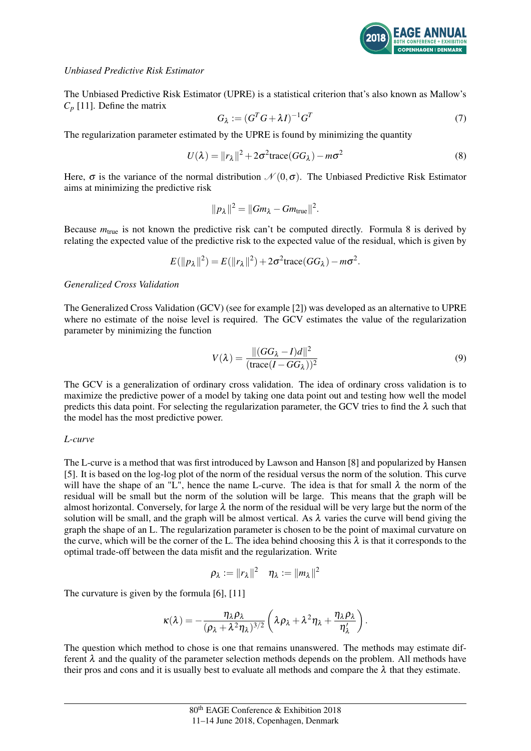*Unbiased Predictive Risk Estimator*

The Unbiased Predictive Risk Estimator (UPRE) is a statistical criterion that's also known as Mallow's $C_p$ [11]. Define the matrix

$$G_\lambda := (G^T G + \lambda I)^{-1} G^T \tag{7}$$

The regularization parameter estimated by the UPRE is found by minimizing the quantity

$$U(\lambda) = \|r_\lambda\|^2 + 2\sigma^2 \text{trace}(GG_\lambda) - m\sigma^2 \tag{8}$$

Here, $\sigma$ is the variance of the normal distribution $\mathcal{N}(0,\sigma)$. The Unbiased Predictive Risk Estimator aims at minimizing the predictive risk

$$\|p_\lambda\|^2 = \|Gm_\lambda - Gm_{\text{true}}\|^2.$$

Because $m_{\text{true}}$ is not known the predictive risk can't be computed directly. Formula 8 is derived by relating the expected value of the predictive risk to the expected value of the residual, which is given by

$$E(\|p_\lambda\|^2) = E(\|r_\lambda\|^2) + 2\sigma^2 \text{trace}(GG_\lambda) - m\sigma^2.$$

*Generalized Cross Validation*

The Generalized Cross Validation (GCV) (see for example [2]) was developed as an alternative to UPRE where no estimate of the noise level is required. The GCV estimates the value of the regularization parameter by minimizing the function

$$V(\lambda) = \frac{\|(GG_\lambda - I)d\|^2}{(\text{trace}(I - GG_\lambda))^2} \tag{9}$$

The GCV is a generalization of ordinary cross validation. The idea of ordinary cross validation is to maximize the predictive power of a model by taking one data point out and testing how well the model predicts this data point. For selecting the regularization parameter, the GCV tries to find the $\lambda$ such that the model has the most predictive power.

*L-curve*

The L-curve is a method that was first introduced by Lawson and Hanson [8] and popularized by Hansen [5]. It is based on the log-log plot of the norm of the residual versus the norm of the solution. This curve will have the shape of an "L", hence the name L-curve. The idea is that for small $\lambda$ the norm of the residual will be small but the norm of the solution will be large. This means that the graph will be almost horizontal. Conversely, for large $\lambda$ the norm of the residual will be very large but the norm of the solution will be small, and the graph will be almost vertical. As $\lambda$ varies the curve will bend giving the graph the shape of an L. The regularization parameter is chosen to be the point of maximal curvature on the curve, which will be the corner of the L. The idea behind choosing this $\lambda$ is that it corresponds to the optimal trade-off between the data misfit and the regularization. Write

$$\rho_\lambda := \|r_\lambda\|^2 \quad \eta_\lambda := \|m_\lambda\|^2$$

The curvature is given by the formula [6], [11]

$$\kappa(\lambda) = -\frac{\eta_\lambda \rho_\lambda}{(\rho_\lambda + \lambda^2 \eta_\lambda)^{3/2}} \left( \lambda \rho_\lambda + \lambda^2 \eta_\lambda + \frac{\eta_\lambda \rho_\lambda}{\eta_\lambda'} \right).$$

The question which method to chose is one that remains unanswered. The methods may estimate different $\lambda$ and the quality of the parameter selection methods depends on the problem. All methods have their pros and cons and it is usually best to evaluate all methods and compare the $\lambda$ that they estimate.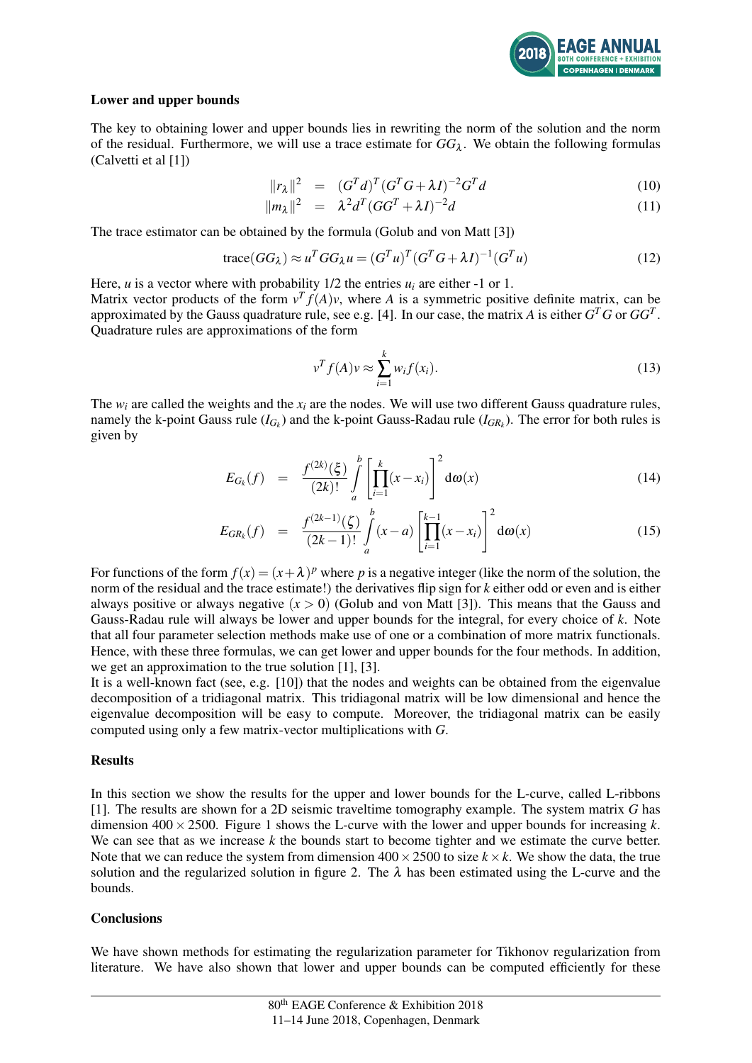### Lower and upper bounds

The key to obtaining lower and upper bounds lies in rewriting the norm of the solution and the norm of the residual. Furthermore, we will use a trace estimate for $GG_\lambda$. We obtain the following formulas (Calvetti et al [1])

$$
\begin{aligned}
\|r_\lambda\|^2 &= (G^T d)^T (G^T G + \lambda I)^{-2} G^T d && (10)\\
\|m_\lambda\|^2 &= \lambda^2 d^T (GG^T + \lambda I)^{-2} d && (11)
\end{aligned}
$$

The trace estimator can be obtained by the formula (Golub and von Matt [3])

$$
\mathrm{trace}(GG_\lambda) \approx u^T GG_\lambda u = (G^T u)^T (G^T G + \lambda I)^{-1} (G^T u) \tag{12}
$$

Here, $u$ is a vector where with probability 1/2 the entries $u_i$ are either -1 or 1.
Matrix vector products of the form $v^T f(A) v$, where $A$ is a symmetric positive definite matrix, can be approximated by the Gauss quadrature rule, see e.g. [4]. In our case, the matrix $A$ is either $G^T G$ or $GG^T$. Quadrature rules are approximations of the form

$$
v^T f(A) v \approx \sum_{i=1}^{k} w_i f(x_i). \tag{13}
$$

The $w_i$ are called the weights and the $x_i$ are the nodes. We will use two different Gauss quadrature rules, namely the k-point Gauss rule ($I_{G_k}$) and the k-point Gauss-Radau rule ($I_{GR_k}$). The error for both rules is given by

$$
\begin{aligned}
E_{G_k}(f) &= \frac{f^{(2k)}(\xi)}{(2k)!} \int_a^b \left[ \prod_{i=1}^{k} (x - x_i) \right]^2 \mathrm{d}\omega(x) && (14)\\
E_{GR_k}(f) &= \frac{f^{(2k-1)}(\zeta)}{(2k-1)!} \int_a^b (x-a) \left[ \prod_{i=1}^{k-1} (x - x_i) \right]^2 \mathrm{d}\omega(x) && (15)
\end{aligned}
$$

For functions of the form $f(x) = (x + \lambda)^p$ where $p$ is a negative integer (like the norm of the solution, the norm of the residual and the trace estimate!) the derivatives flip sign for $k$ either odd or even and is either always positive or always negative ($x > 0$) (Golub and von Matt [3]). This means that the Gauss and Gauss-Radau rule will always be lower and upper bounds for the integral, for every choice of $k$. Note that all four parameter selection methods make use of one or a combination of more matrix functionals. Hence, with these three formulas, we can get lower and upper bounds for the four methods. In addition, we get an approximation to the true solution [1], [3].
It is a well-known fact (see, e.g. [10]) that the nodes and weights can be obtained from the eigenvalue decomposition of a tridiagonal matrix. This tridiagonal matrix will be low dimensional and hence the eigenvalue decomposition will be easy to compute. Moreover, the tridiagonal matrix can be easily computed using only a few matrix-vector multiplications with $G$.

### Results

In this section we show the results for the upper and lower bounds for the L-curve, called L-ribbons [1]. The results are shown for a 2D seismic traveltime tomography example. The system matrix $G$ has dimension $400 \times 2500$. Figure 1 shows the L-curve with the lower and upper bounds for increasing $k$. We can see that as we increase $k$ the bounds start to become tighter and we estimate the curve better. Note that we can reduce the system from dimension $400 \times 2500$ to size $k \times k$. We show the data, the true solution and the regularized solution in figure 2. The $\lambda$ has been estimated using the L-curve and the bounds.

### Conclusions

We have shown methods for estimating the regularization parameter for Tikhonov regularization from literature. We have also shown that lower and upper bounds can be computed efficiently for these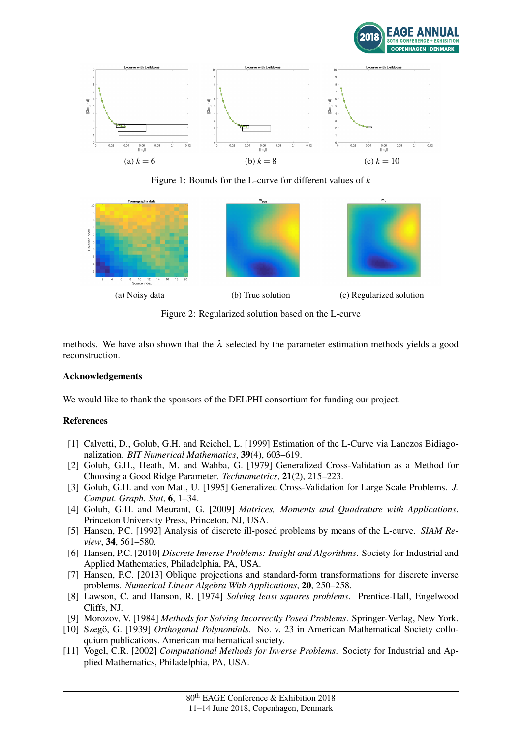L-curve with L-ribbons

(a) $k = 6$

L-curve with L-ribbons

(b) $k = 8$

L-curve with L-ribbons

(c) $k = 10$

Figure 1: Bounds for the L-curve for different values of $k$

Tomography data

(a) Noisy data

$m_{true}$

(b) True solution

$m_{\lambda}$

(c) Regularized solution

Figure 2: Regularized solution based on the L-curve

methods. We have also shown that the $\lambda$ selected by the parameter estimation methods yields a good reconstruction.

### Acknowledgements

We would like to thank the sponsors of the DELPHI consortium for funding our project.

### References

[1] Calvetti, D., Golub, G.H. and Reichel, L. [1999] Estimation of the L-Curve via Lanczos Bidiagonalization. *BIT Numerical Mathematics*, **39**(4), 603–619.

[2] Golub, G.H., Heath, M. and Wahba, G. [1979] Generalized Cross-Validation as a Method for Choosing a Good Ridge Parameter. *Technometrics*, **21**(2), 215–223.

[3] Golub, G.H. and von Matt, U. [1995] Generalized Cross-Validation for Large Scale Problems. *J. Comput. Graph. Stat*, **6**, 1–34.

[4] Golub, G.H. and Meurant, G. [2009] *Matrices, Moments and Quadrature with Applications*. Princeton University Press, Princeton, NJ, USA.

[5] Hansen, P.C. [1992] Analysis of discrete ill-posed problems by means of the L-curve. *SIAM Review*, **34**, 561–580.

[6] Hansen, P.C. [2010] *Discrete Inverse Problems: Insight and Algorithms*. Society for Industrial and Applied Mathematics, Philadelphia, PA, USA.

[7] Hansen, P.C. [2013] Oblique projections and standard-form transformations for discrete inverse problems. *Numerical Linear Algebra With Applications*, **20**, 250–258.

[8] Lawson, C. and Hanson, R. [1974] *Solving least squares problems*. Prentice-Hall, Engelwood Cliffs, NJ.

[9] Morozov, V. [1984] *Methods for Solving Incorrectly Posed Problems*. Springer-Verlag, New York.

[10] Szegö, G. [1939] *Orthogonal Polynomials*. No. v. 23 in American Mathematical Society colloquium publications. American mathematical society.

[11] Vogel, C.R. [2002] *Computational Methods for Inverse Problems*. Society for Industrial and Applied Mathematics, Philadelphia, PA, USA.